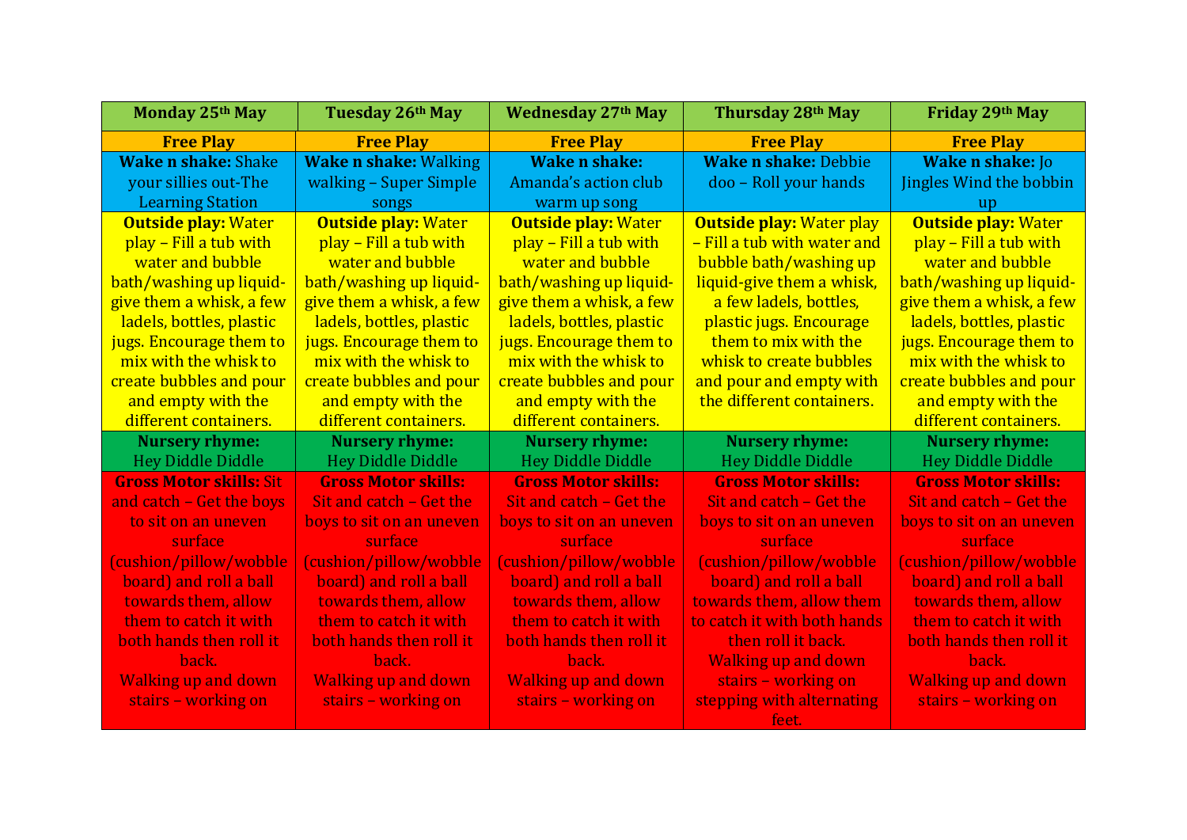| Monday 25th May | Tuesday 26th May | Wednesday 27th May | Thursday 28th May | Friday 29th May |
|---|---|---|---|---|
| **Free Play** | **Free Play** | **Free Play** | **Free Play** | **Free Play** |
| **Wake n shake:** Shake your sillies out-The Learning Station | **Wake n shake:** Walking walking – Super Simple songs | **Wake n shake:** Amanda's action club warm up song | **Wake n shake:** Debbie doo – Roll your hands | **Wake n shake:** Jo Jingles Wind the bobbin up |
| **Outside play:** Water play – Fill a tub with water and bubble bath/washing up liquid-give them a whisk, a few ladels, bottles, plastic jugs. Encourage them to mix with the whisk to create bubbles and pour and empty with the different containers. | **Outside play:** Water play – Fill a tub with water and bubble bath/washing up liquid-give them a whisk, a few ladels, bottles, plastic jugs. Encourage them to mix with the whisk to create bubbles and pour and empty with the different containers. | **Outside play:** Water play – Fill a tub with water and bubble bath/washing up liquid-give them a whisk, a few ladels, bottles, plastic jugs. Encourage them to mix with the whisk to create bubbles and pour and empty with the different containers. | **Outside play:** Water play – Fill a tub with water and bubble bath/washing up liquid-give them a whisk, a few ladels, bottles, plastic jugs. Encourage them to mix with the whisk to create bubbles and pour and empty with the different containers. | **Outside play:** Water play – Fill a tub with water and bubble bath/washing up liquid-give them a whisk, a few ladels, bottles, plastic jugs. Encourage them to mix with the whisk to create bubbles and pour and empty with the different containers. |
| **Nursery rhyme:** Hey Diddle Diddle | **Nursery rhyme:** Hey Diddle Diddle | **Nursery rhyme:** Hey Diddle Diddle | **Nursery rhyme:** Hey Diddle Diddle | **Nursery rhyme:** Hey Diddle Diddle |
| **Gross Motor skills:** Sit and catch – Get the boys to sit on an uneven surface (cushion/pillow/wobble board) and roll a ball towards them, allow them to catch it with both hands then roll it back. Walking up and down stairs – working on | **Gross Motor skills:** Sit and catch – Get the boys to sit on an uneven surface (cushion/pillow/wobble board) and roll a ball towards them, allow them to catch it with both hands then roll it back. Walking up and down stairs – working on | **Gross Motor skills:** Sit and catch – Get the boys to sit on an uneven surface (cushion/pillow/wobble board) and roll a ball towards them, allow them to catch it with both hands then roll it back. Walking up and down stairs – working on | **Gross Motor skills:** Sit and catch – Get the boys to sit on an uneven surface (cushion/pillow/wobble board) and roll a ball towards them, allow them to catch it with both hands then roll it back. Walking up and down stairs – working on stepping with alternating feet. | **Gross Motor skills:** Sit and catch – Get the boys to sit on an uneven surface (cushion/pillow/wobble board) and roll a ball towards them, allow them to catch it with both hands then roll it back. Walking up and down stairs – working on |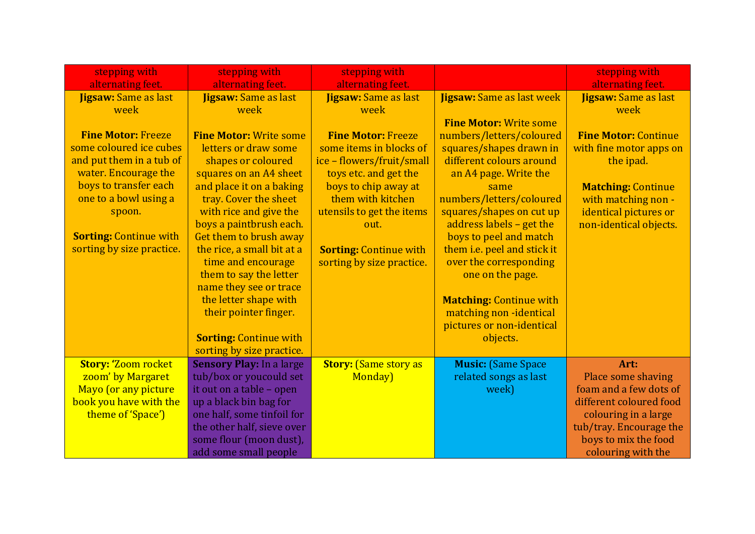| stepping with alternating feet. | stepping with alternating feet. | stepping with alternating feet. | | stepping with alternating feet. |
|---|---|---|---|---|
| **Jigsaw:** Same as last week<br><br>**Fine Motor:** Freeze some coloured ice cubes and put them in a tub of water. Encourage the boys to transfer each one to a bowl using a spoon.<br><br>**Sorting:** Continue with sorting by size practice. | **Jigsaw:** Same as last week<br><br>**Fine Motor:** Write some letters or draw some shapes or coloured squares on an A4 sheet and place it on a baking tray. Cover the sheet with rice and give the boys a paintbrush each. Get them to brush away the rice, a small bit at a time and encourage them to say the letter name they see or trace the letter shape with their pointer finger.<br><br>**Sorting:** Continue with sorting by size practice. | **Jigsaw:** Same as last week<br><br>**Fine Motor:** Freeze some items in blocks of ice – flowers/fruit/small toys etc. and get the boys to chip away at them with kitchen utensils to get the items out.<br><br>**Sorting:** Continue with sorting by size practice. | **Jigsaw:** Same as last week<br><br>**Fine Motor:** Write some numbers/letters/coloured squares/shapes drawn in different colours around an A4 page. Write the same numbers/letters/coloured squares/shapes on cut up address labels – get the boys to peel and match them i.e. peel and stick it over the corresponding one on the page.<br><br>**Matching:** Continue with matching non -identical pictures or non-identical objects. | **Jigsaw:** Same as last week<br><br>**Fine Motor:** Continue with fine motor apps on the ipad.<br><br>**Matching:** Continue with matching non - identical pictures or non-identical objects. |
| **Story:** 'Zoom rocket zoom' by Margaret Mayo (or any picture book you have with the theme of 'Space') | **Sensory Play:** In a large tub/box or youcould set it out on a table – open up a black bin bag for one half, some tinfoil for the other half, sieve over some flour (moon dust), add some small people | **Story:** (Same story as Monday) | **Music:** (Same Space related songs as last week) | **Art:**<br>Place some shaving foam and a few dots of different coloured food colouring in a large tub/tray. Encourage the boys to mix the food colouring with the |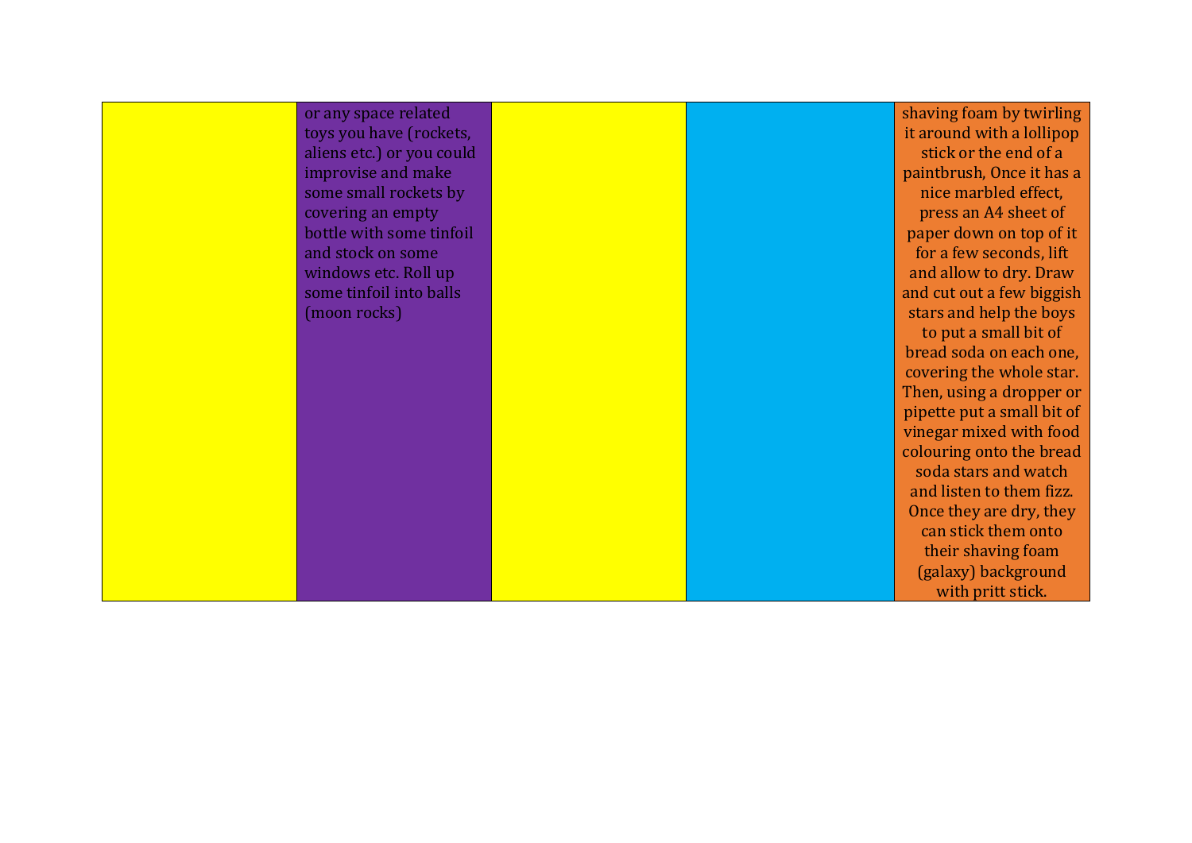| | | | | |
|---|---|---|---|---|
| | or any space related toys you have (rockets, aliens etc.) or you could improvise and make some small rockets by covering an empty bottle with some tinfoil and stock on some windows etc. Roll up some tinfoil into balls (moon rocks) | | | shaving foam by twirling it around with a lollipop stick or the end of a paintbrush, Once it has a nice marbled effect, press an A4 sheet of paper down on top of it for a few seconds, lift and allow to dry. Draw and cut out a few biggish stars and help the boys to put a small bit of bread soda on each one, covering the whole star. Then, using a dropper or pipette put a small bit of vinegar mixed with food colouring onto the bread soda stars and watch and listen to them fizz. Once they are dry, they can stick them onto their shaving foam (galaxy) background with pritt stick. |